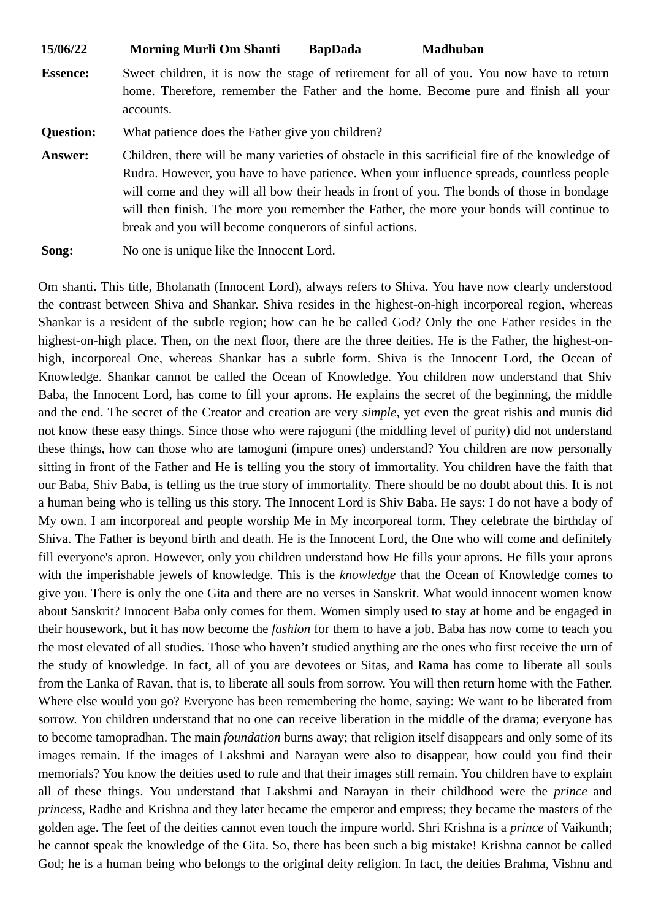**15/06/22 Morning Murli Om Shanti BapDada Madhuban**

**Essence:** Sweet children, it is now the stage of retirement for all of you. You now have to return home. Therefore, remember the Father and the home. Become pure and finish all your accounts.

**Question:** What patience does the Father give you children?

**Answer:** Children, there will be many varieties of obstacle in this sacrificial fire of the knowledge of Rudra. However, you have to have patience. When your influence spreads, countless people will come and they will all bow their heads in front of you. The bonds of those in bondage will then finish. The more you remember the Father, the more your bonds will continue to break and you will become conquerors of sinful actions.

**Song:** No one is unique like the Innocent Lord.

Om shanti. This title, Bholanath (Innocent Lord), always refers to Shiva. You have now clearly understood the contrast between Shiva and Shankar. Shiva resides in the highest-on-high incorporeal region, whereas Shankar is a resident of the subtle region; how can he be called God? Only the one Father resides in the highest-on-high place. Then, on the next floor, there are the three deities. He is the Father, the highest-on-high, incorporeal One, whereas Shankar has a subtle form. Shiva is the Innocent Lord, the Ocean of Knowledge. Shankar cannot be called the Ocean of Knowledge. You children now understand that Shiv Baba, the Innocent Lord, has come to fill your aprons. He explains the secret of the beginning, the middle and the end. The secret of the Creator and creation are very *simple*, yet even the great rishis and munis did not know these easy things. Since those who were rajoguni (the middling level of purity) did not understand these things, how can those who are tamoguni (impure ones) understand? You children are now personally sitting in front of the Father and He is telling you the story of immortality. You children have the faith that our Baba, Shiv Baba, is telling us the true story of immortality. There should be no doubt about this. It is not a human being who is telling us this story. The Innocent Lord is Shiv Baba. He says: I do not have a body of My own. I am incorporeal and people worship Me in My incorporeal form. They celebrate the birthday of Shiva. The Father is beyond birth and death. He is the Innocent Lord, the One who will come and definitely fill everyone's apron. However, only you children understand how He fills your aprons. He fills your aprons with the imperishable jewels of knowledge. This is the *knowledge* that the Ocean of Knowledge comes to give you. There is only the one Gita and there are no verses in Sanskrit. What would innocent women know about Sanskrit? Innocent Baba only comes for them. Women simply used to stay at home and be engaged in their housework, but it has now become the *fashion* for them to have a job. Baba has now come to teach you the most elevated of all studies. Those who haven't studied anything are the ones who first receive the urn of the study of knowledge. In fact, all of you are devotees or Sitas, and Rama has come to liberate all souls from the Lanka of Ravan, that is, to liberate all souls from sorrow. You will then return home with the Father. Where else would you go? Everyone has been remembering the home, saying: We want to be liberated from sorrow. You children understand that no one can receive liberation in the middle of the drama; everyone has to become tamopradhan. The main *foundation* burns away; that religion itself disappears and only some of its images remain. If the images of Lakshmi and Narayan were also to disappear, how could you find their memorials? You know the deities used to rule and that their images still remain. You children have to explain all of these things. You understand that Lakshmi and Narayan in their childhood were the *prince* and *princess*, Radhe and Krishna and they later became the emperor and empress; they became the masters of the golden age. The feet of the deities cannot even touch the impure world. Shri Krishna is a *prince* of Vaikunth; he cannot speak the knowledge of the Gita. So, there has been such a big mistake! Krishna cannot be called God; he is a human being who belongs to the original deity religion. In fact, the deities Brahma, Vishnu and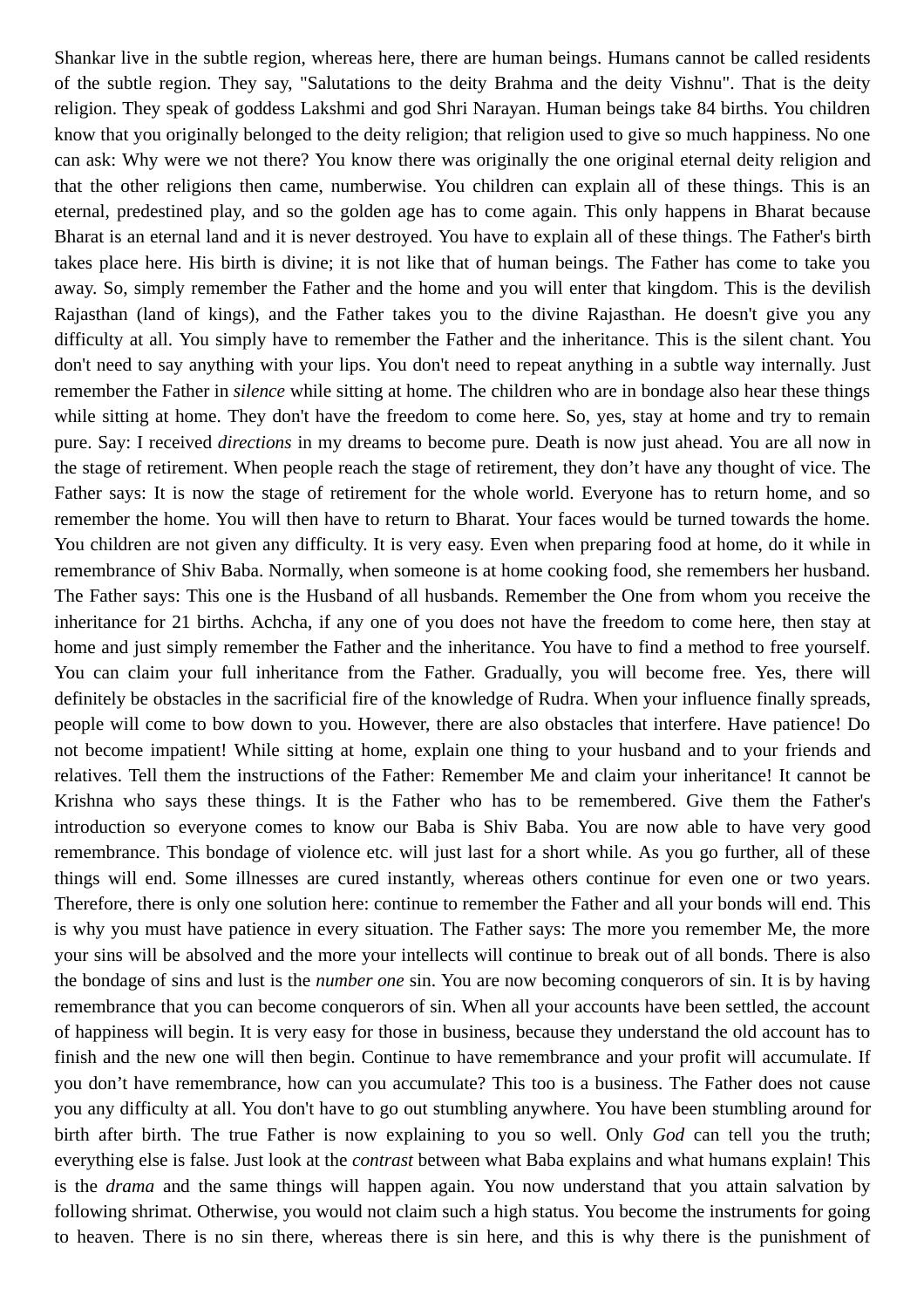Shankar live in the subtle region, whereas here, there are human beings. Humans cannot be called residents of the subtle region. They say, "Salutations to the deity Brahma and the deity Vishnu". That is the deity religion. They speak of goddess Lakshmi and god Shri Narayan. Human beings take 84 births. You children know that you originally belonged to the deity religion; that religion used to give so much happiness. No one can ask: Why were we not there? You know there was originally the one original eternal deity religion and that the other religions then came, numberwise. You children can explain all of these things. This is an eternal, predestined play, and so the golden age has to come again. This only happens in Bharat because Bharat is an eternal land and it is never destroyed. You have to explain all of these things. The Father's birth takes place here. His birth is divine; it is not like that of human beings. The Father has come to take you away. So, simply remember the Father and the home and you will enter that kingdom. This is the devilish Rajasthan (land of kings), and the Father takes you to the divine Rajasthan. He doesn't give you any difficulty at all. You simply have to remember the Father and the inheritance. This is the silent chant. You don't need to say anything with your lips. You don't need to repeat anything in a subtle way internally. Just remember the Father in *silence* while sitting at home. The children who are in bondage also hear these things while sitting at home. They don't have the freedom to come here. So, yes, stay at home and try to remain pure. Say: I received *directions* in my dreams to become pure. Death is now just ahead. You are all now in the stage of retirement. When people reach the stage of retirement, they don't have any thought of vice. The Father says: It is now the stage of retirement for the whole world. Everyone has to return home, and so remember the home. You will then have to return to Bharat. Your faces would be turned towards the home. You children are not given any difficulty. It is very easy. Even when preparing food at home, do it while in remembrance of Shiv Baba. Normally, when someone is at home cooking food, she remembers her husband. The Father says: This one is the Husband of all husbands. Remember the One from whom you receive the inheritance for 21 births. Achcha, if any one of you does not have the freedom to come here, then stay at home and just simply remember the Father and the inheritance. You have to find a method to free yourself. You can claim your full inheritance from the Father. Gradually, you will become free. Yes, there will definitely be obstacles in the sacrificial fire of the knowledge of Rudra. When your influence finally spreads, people will come to bow down to you. However, there are also obstacles that interfere. Have patience! Do not become impatient! While sitting at home, explain one thing to your husband and to your friends and relatives. Tell them the instructions of the Father: Remember Me and claim your inheritance! It cannot be Krishna who says these things. It is the Father who has to be remembered. Give them the Father's introduction so everyone comes to know our Baba is Shiv Baba. You are now able to have very good remembrance. This bondage of violence etc. will just last for a short while. As you go further, all of these things will end. Some illnesses are cured instantly, whereas others continue for even one or two years. Therefore, there is only one solution here: continue to remember the Father and all your bonds will end. This is why you must have patience in every situation. The Father says: The more you remember Me, the more your sins will be absolved and the more your intellects will continue to break out of all bonds. There is also the bondage of sins and lust is the *number one* sin. You are now becoming conquerors of sin. It is by having remembrance that you can become conquerors of sin. When all your accounts have been settled, the account of happiness will begin. It is very easy for those in business, because they understand the old account has to finish and the new one will then begin. Continue to have remembrance and your profit will accumulate. If you don't have remembrance, how can you accumulate? This too is a business. The Father does not cause you any difficulty at all. You don't have to go out stumbling anywhere. You have been stumbling around for birth after birth. The true Father is now explaining to you so well. Only *God* can tell you the truth; everything else is false. Just look at the *contrast* between what Baba explains and what humans explain! This is the *drama* and the same things will happen again. You now understand that you attain salvation by following shrimat. Otherwise, you would not claim such a high status. You become the instruments for going to heaven. There is no sin there, whereas there is sin here, and this is why there is the punishment of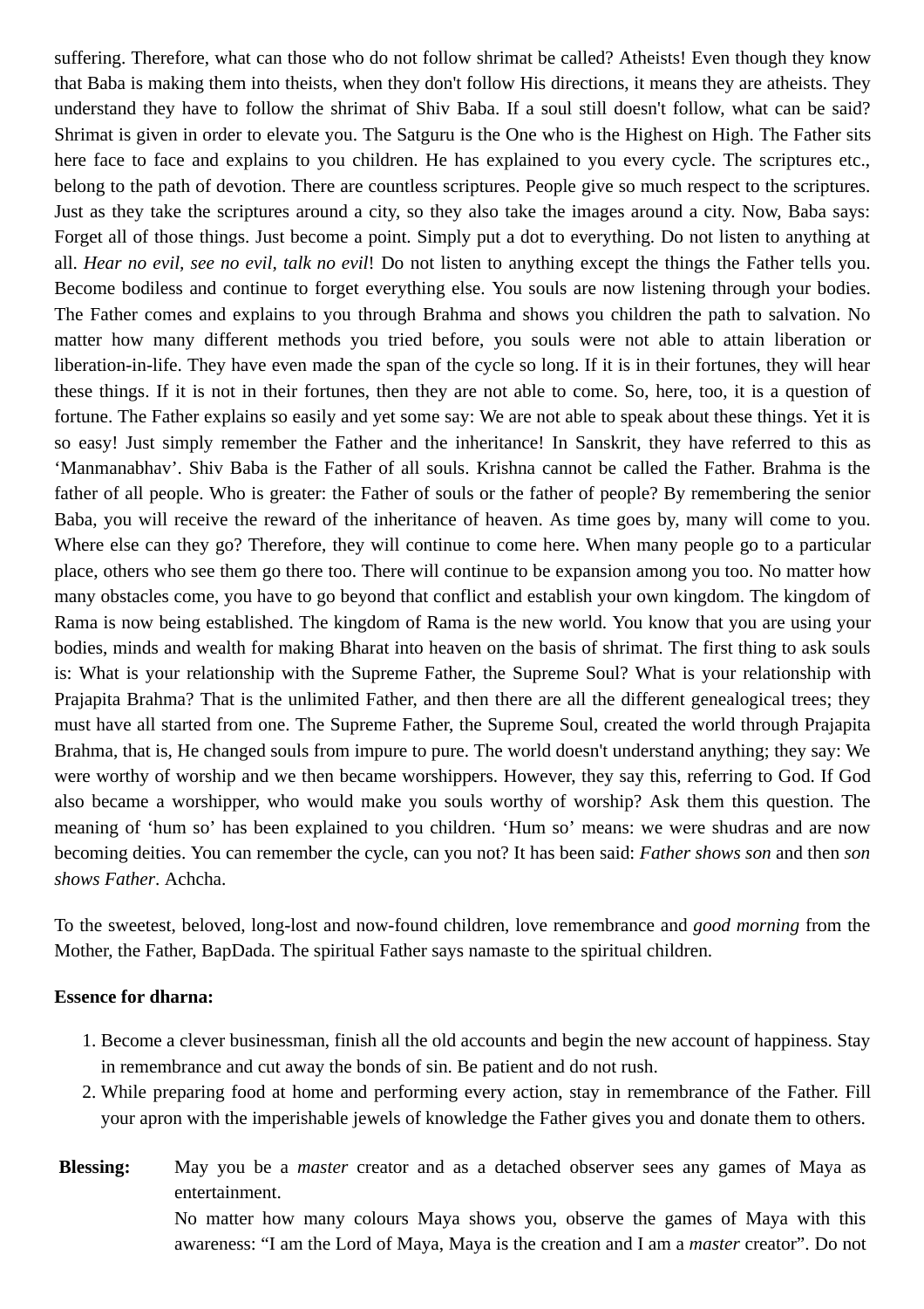suffering. Therefore, what can those who do not follow shrimat be called? Atheists! Even though they know that Baba is making them into theists, when they don't follow His directions, it means they are atheists. They understand they have to follow the shrimat of Shiv Baba. If a soul still doesn't follow, what can be said? Shrimat is given in order to elevate you. The Satguru is the One who is the Highest on High. The Father sits here face to face and explains to you children. He has explained to you every cycle. The scriptures etc., belong to the path of devotion. There are countless scriptures. People give so much respect to the scriptures. Just as they take the scriptures around a city, so they also take the images around a city. Now, Baba says: Forget all of those things. Just become a point. Simply put a dot to everything. Do not listen to anything at all. *Hear no evil, see no evil, talk no evil*! Do not listen to anything except the things the Father tells you. Become bodiless and continue to forget everything else. You souls are now listening through your bodies. The Father comes and explains to you through Brahma and shows you children the path to salvation. No matter how many different methods you tried before, you souls were not able to attain liberation or liberation-in-life. They have even made the span of the cycle so long. If it is in their fortunes, they will hear these things. If it is not in their fortunes, then they are not able to come. So, here, too, it is a question of fortune. The Father explains so easily and yet some say: We are not able to speak about these things. Yet it is so easy! Just simply remember the Father and the inheritance! In Sanskrit, they have referred to this as 'Manmanabhav'. Shiv Baba is the Father of all souls. Krishna cannot be called the Father. Brahma is the father of all people. Who is greater: the Father of souls or the father of people? By remembering the senior Baba, you will receive the reward of the inheritance of heaven. As time goes by, many will come to you. Where else can they go? Therefore, they will continue to come here. When many people go to a particular place, others who see them go there too. There will continue to be expansion among you too. No matter how many obstacles come, you have to go beyond that conflict and establish your own kingdom. The kingdom of Rama is now being established. The kingdom of Rama is the new world. You know that you are using your bodies, minds and wealth for making Bharat into heaven on the basis of shrimat. The first thing to ask souls is: What is your relationship with the Supreme Father, the Supreme Soul? What is your relationship with Prajapita Brahma? That is the unlimited Father, and then there are all the different genealogical trees; they must have all started from one. The Supreme Father, the Supreme Soul, created the world through Prajapita Brahma, that is, He changed souls from impure to pure. The world doesn't understand anything; they say: We were worthy of worship and we then became worshippers. However, they say this, referring to God. If God also became a worshipper, who would make you souls worthy of worship? Ask them this question. The meaning of 'hum so' has been explained to you children. 'Hum so' means: we were shudras and are now becoming deities. You can remember the cycle, can you not? It has been said: *Father shows son* and then *son shows Father*. Achcha.

To the sweetest, beloved, long-lost and now-found children, love remembrance and *good morning* from the Mother, the Father, BapDada. The spiritual Father says namaste to the spiritual children.

**Essence for dharna:**

1. Become a clever businessman, finish all the old accounts and begin the new account of happiness. Stay in remembrance and cut away the bonds of sin. Be patient and do not rush.
2. While preparing food at home and performing every action, stay in remembrance of the Father. Fill your apron with the imperishable jewels of knowledge the Father gives you and donate them to others.

**Blessing:** May you be a *master* creator and as a detached observer sees any games of Maya as entertainment.

No matter how many colours Maya shows you, observe the games of Maya with this awareness: "I am the Lord of Maya, Maya is the creation and I am a *master* creator". Do not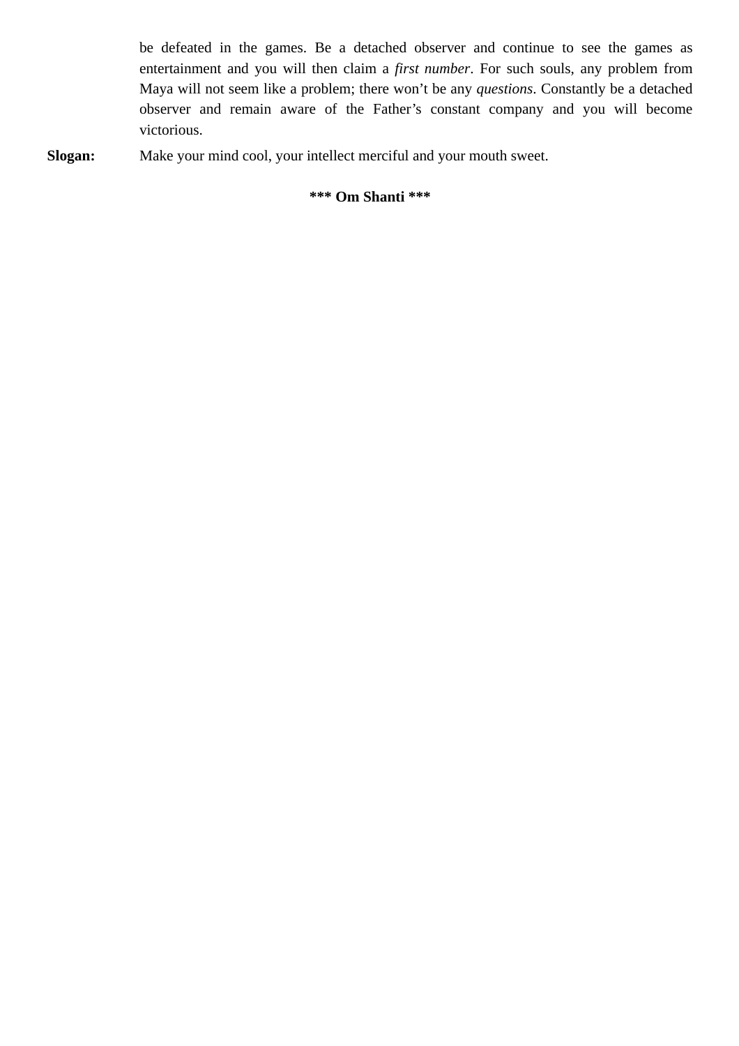be defeated in the games. Be a detached observer and continue to see the games as entertainment and you will then claim a *first number*. For such souls, any problem from Maya will not seem like a problem; there won't be any *questions*. Constantly be a detached observer and remain aware of the Father's constant company and you will become victorious.

**Slogan:** Make your mind cool, your intellect merciful and your mouth sweet.

**\*\*\* Om Shanti \*\*\***